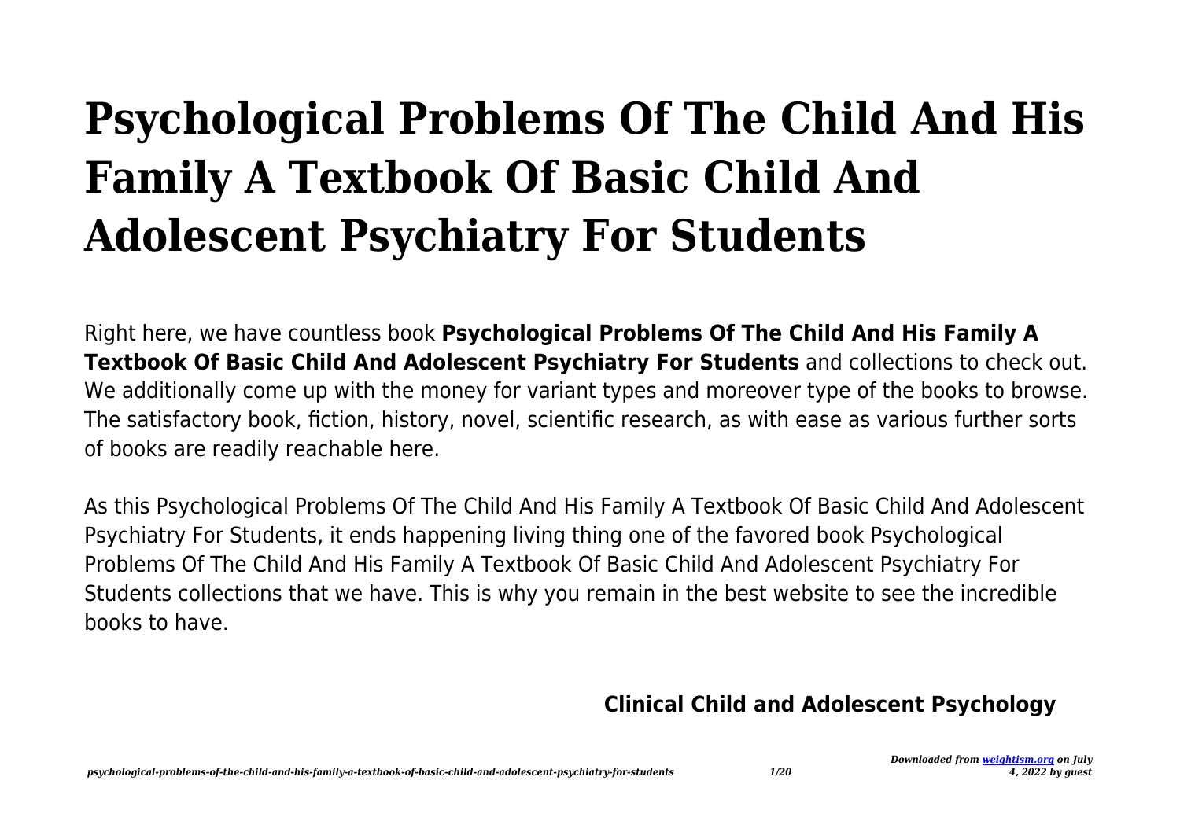# Psychological Problems Of The Child And His Family A Textbook Of Basic Child And Adolescent Psychiatry For Students

Right here, we have countless book **Psychological Problems Of The Child And His Family A Textbook Of Basic Child And Adolescent Psychiatry For Students** and collections to check out. We additionally come up with the money for variant types and moreover type of the books to browse. The satisfactory book, fiction, history, novel, scientific research, as with ease as various further sorts of books are readily reachable here.

As this Psychological Problems Of The Child And His Family A Textbook Of Basic Child And Adolescent Psychiatry For Students, it ends happening living thing one of the favored book Psychological Problems Of The Child And His Family A Textbook Of Basic Child And Adolescent Psychiatry For Students collections that we have. This is why you remain in the best website to see the incredible books to have.

## Clinical Child and Adolescent Psychology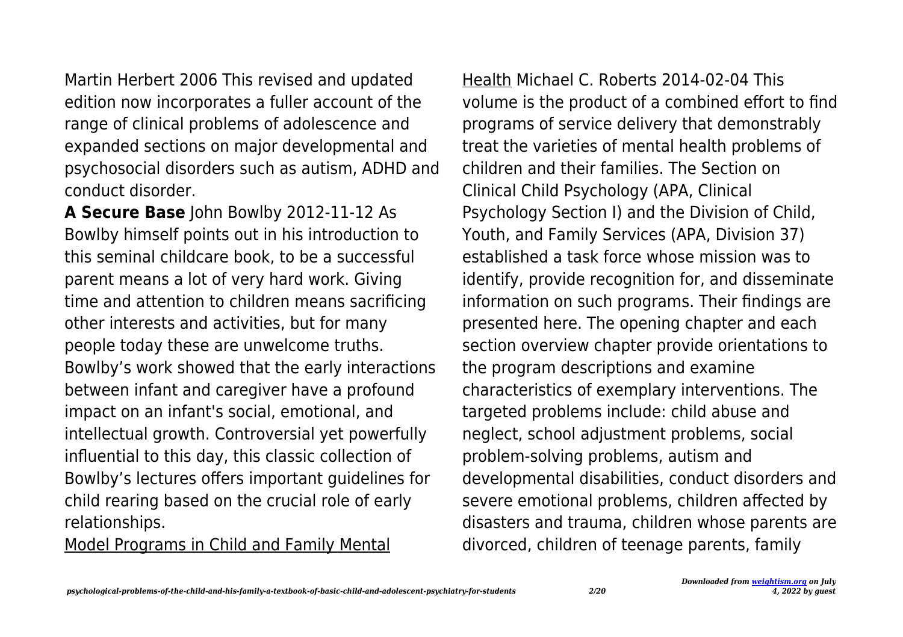Martin Herbert 2006 This revised and updated edition now incorporates a fuller account of the range of clinical problems of adolescence and expanded sections on major developmental and psychosocial disorders such as autism, ADHD and conduct disorder.

**A Secure Base** John Bowlby 2012-11-12 As Bowlby himself points out in his introduction to this seminal childcare book, to be a successful parent means a lot of very hard work. Giving time and attention to children means sacrificing other interests and activities, but for many people today these are unwelcome truths. Bowlby's work showed that the early interactions between infant and caregiver have a profound impact on an infant's social, emotional, and intellectual growth. Controversial yet powerfully influential to this day, this classic collection of Bowlby's lectures offers important guidelines for child rearing based on the crucial role of early relationships.

Model Programs in Child and Family Mental Health Michael C. Roberts 2014-02-04 This volume is the product of a combined effort to find programs of service delivery that demonstrably treat the varieties of mental health problems of children and their families. The Section on Clinical Child Psychology (APA, Clinical Psychology Section I) and the Division of Child, Youth, and Family Services (APA, Division 37) established a task force whose mission was to identify, provide recognition for, and disseminate information on such programs. Their findings are presented here. The opening chapter and each section overview chapter provide orientations to the program descriptions and examine characteristics of exemplary interventions. The targeted problems include: child abuse and neglect, school adjustment problems, social problem-solving problems, autism and developmental disabilities, conduct disorders and severe emotional problems, children affected by disasters and trauma, children whose parents are divorced, children of teenage parents, family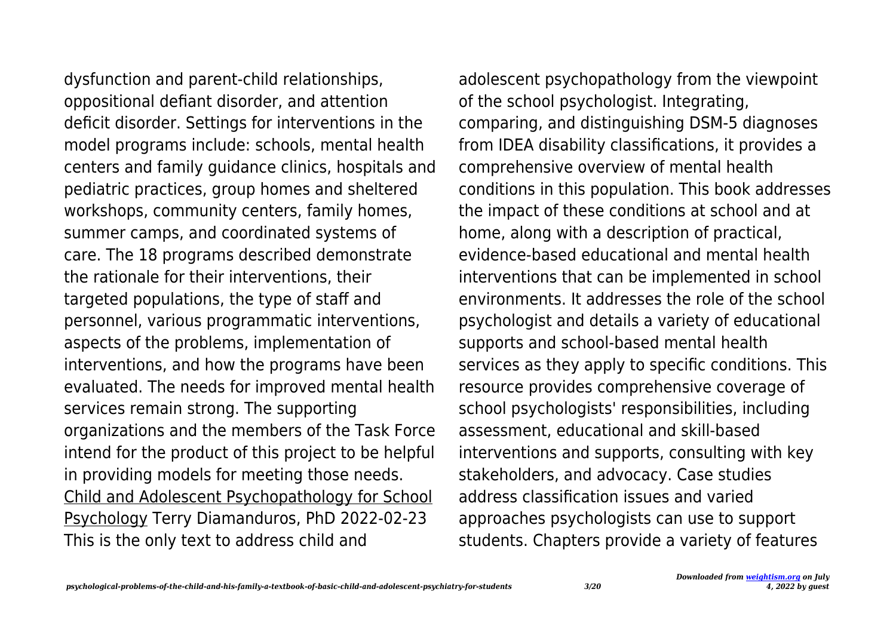dysfunction and parent-child relationships, oppositional defiant disorder, and attention deficit disorder. Settings for interventions in the model programs include: schools, mental health centers and family guidance clinics, hospitals and pediatric practices, group homes and sheltered workshops, community centers, family homes, summer camps, and coordinated systems of care. The 18 programs described demonstrate the rationale for their interventions, their targeted populations, the type of staff and personnel, various programmatic interventions, aspects of the problems, implementation of interventions, and how the programs have been evaluated. The needs for improved mental health services remain strong. The supporting organizations and the members of the Task Force intend for the product of this project to be helpful in providing models for meeting those needs.

Child and Adolescent Psychopathology for School Psychology Terry Diamanduros, PhD 2022-02-23 This is the only text to address child and adolescent psychopathology from the viewpoint of the school psychologist. Integrating, comparing, and distinguishing DSM-5 diagnoses from IDEA disability classifications, it provides a comprehensive overview of mental health conditions in this population. This book addresses the impact of these conditions at school and at home, along with a description of practical, evidence-based educational and mental health interventions that can be implemented in school environments. It addresses the role of the school psychologist and details a variety of educational supports and school-based mental health services as they apply to specific conditions. This resource provides comprehensive coverage of school psychologists' responsibilities, including assessment, educational and skill-based interventions and supports, consulting with key stakeholders, and advocacy. Case studies address classification issues and varied approaches psychologists can use to support students. Chapters provide a variety of features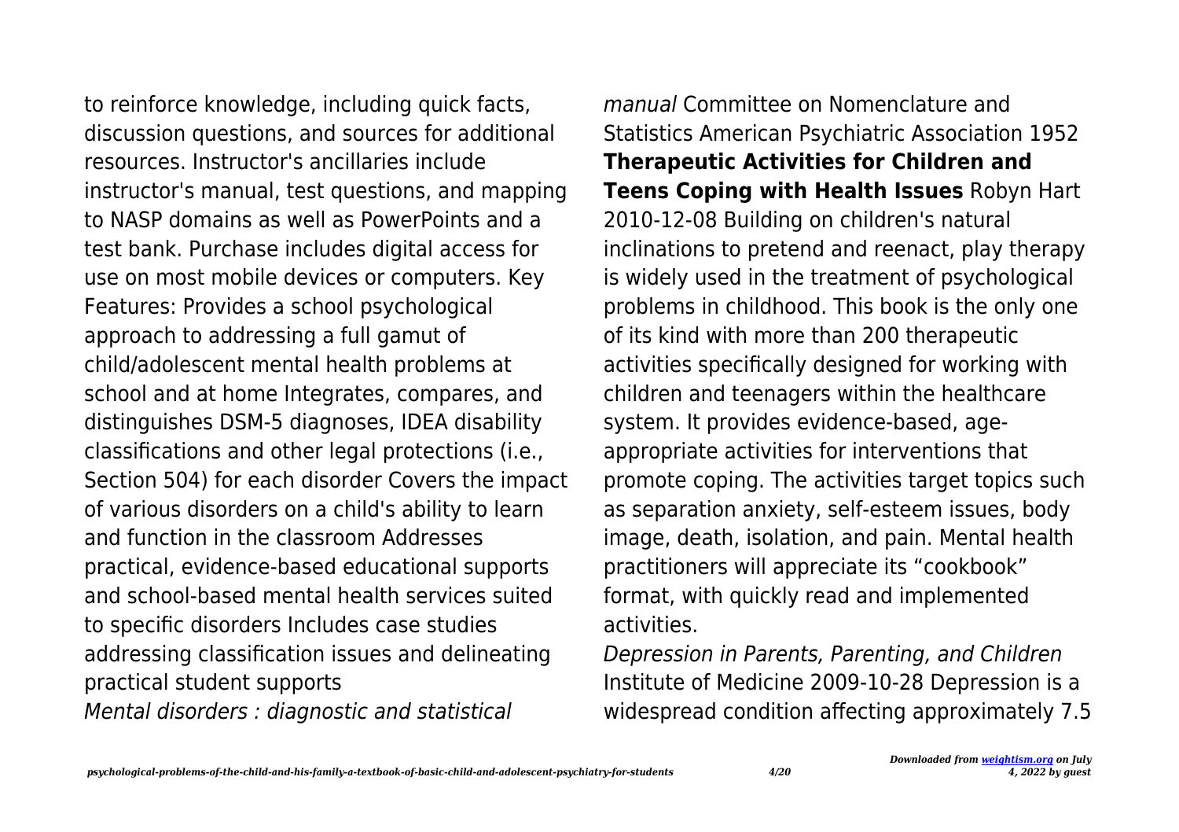to reinforce knowledge, including quick facts, discussion questions, and sources for additional resources. Instructor's ancillaries include instructor's manual, test questions, and mapping to NASP domains as well as PowerPoints and a test bank. Purchase includes digital access for use on most mobile devices or computers. Key Features: Provides a school psychological approach to addressing a full gamut of child/adolescent mental health problems at school and at home Integrates, compares, and distinguishes DSM-5 diagnoses, IDEA disability classifications and other legal protections (i.e., Section 504) for each disorder Covers the impact of various disorders on a child's ability to learn and function in the classroom Addresses practical, evidence-based educational supports and school-based mental health services suited to specific disorders Includes case studies addressing classification issues and delineating practical student supports

*Mental disorders : diagnostic and statistical manual* Committee on Nomenclature and Statistics American Psychiatric Association 1952

**Therapeutic Activities for Children and Teens Coping with Health Issues** Robyn Hart 2010-12-08 Building on children's natural inclinations to pretend and reenact, play therapy is widely used in the treatment of psychological problems in childhood. This book is the only one of its kind with more than 200 therapeutic activities specifically designed for working with children and teenagers within the healthcare system. It provides evidence-based, age-appropriate activities for interventions that promote coping. The activities target topics such as separation anxiety, self-esteem issues, body image, death, isolation, and pain. Mental health practitioners will appreciate its "cookbook" format, with quickly read and implemented activities.

*Depression in Parents, Parenting, and Children* Institute of Medicine 2009-10-28 Depression is a widespread condition affecting approximately 7.5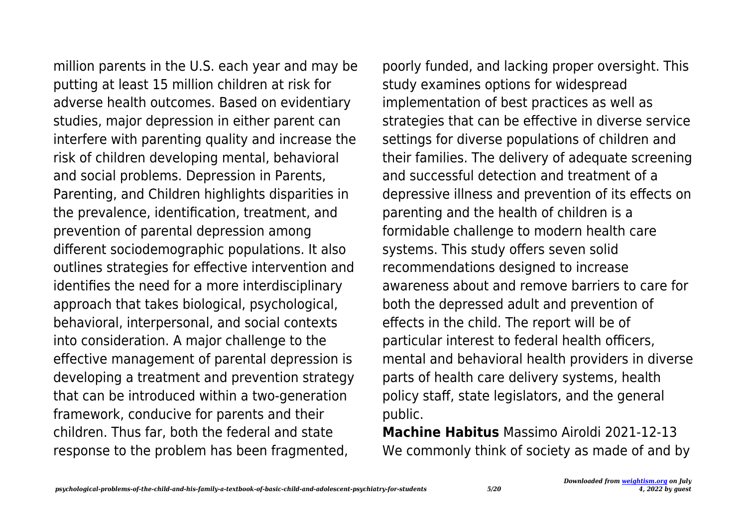million parents in the U.S. each year and may be putting at least 15 million children at risk for adverse health outcomes. Based on evidentiary studies, major depression in either parent can interfere with parenting quality and increase the risk of children developing mental, behavioral and social problems. Depression in Parents, Parenting, and Children highlights disparities in the prevalence, identification, treatment, and prevention of parental depression among different sociodemographic populations. It also outlines strategies for effective intervention and identifies the need for a more interdisciplinary approach that takes biological, psychological, behavioral, interpersonal, and social contexts into consideration. A major challenge to the effective management of parental depression is developing a treatment and prevention strategy that can be introduced within a two-generation framework, conducive for parents and their children. Thus far, both the federal and state response to the problem has been fragmented, poorly funded, and lacking proper oversight. This study examines options for widespread implementation of best practices as well as strategies that can be effective in diverse service settings for diverse populations of children and their families. The delivery of adequate screening and successful detection and treatment of a depressive illness and prevention of its effects on parenting and the health of children is a formidable challenge to modern health care systems. This study offers seven solid recommendations designed to increase awareness about and remove barriers to care for both the depressed adult and prevention of effects in the child. The report will be of particular interest to federal health officers, mental and behavioral health providers in diverse parts of health care delivery systems, health policy staff, state legislators, and the general public.

**Machine Habitus** Massimo Airoldi 2021-12-13 We commonly think of society as made of and by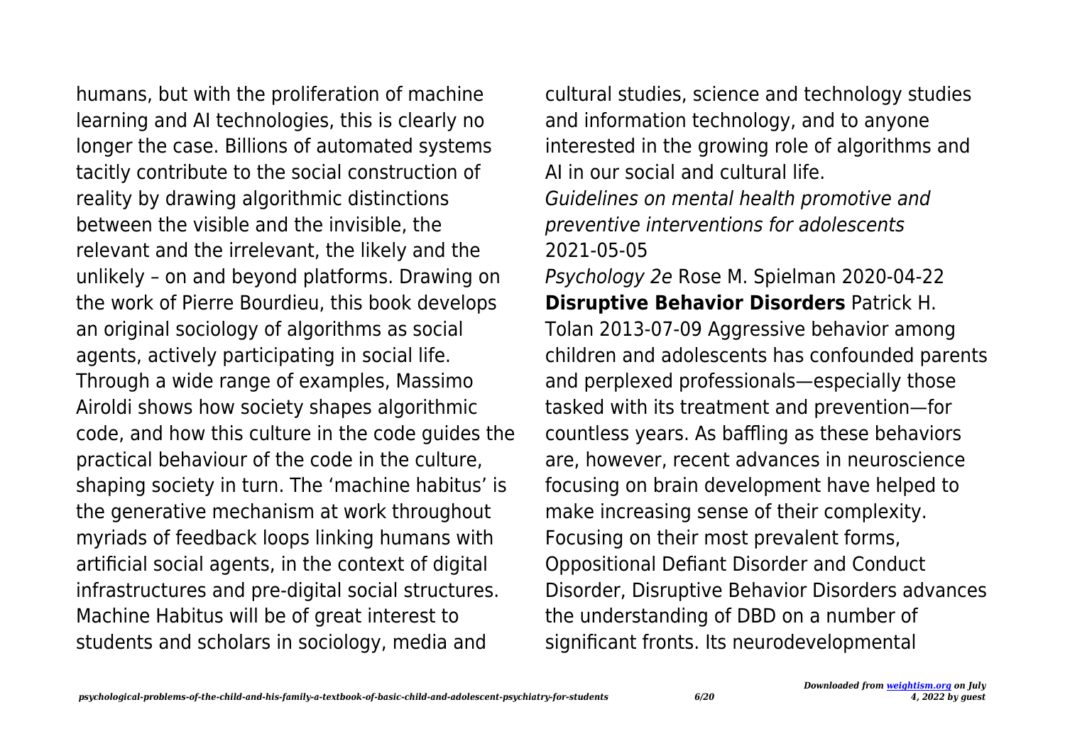humans, but with the proliferation of machine learning and AI technologies, this is clearly no longer the case. Billions of automated systems tacitly contribute to the social construction of reality by drawing algorithmic distinctions between the visible and the invisible, the relevant and the irrelevant, the likely and the unlikely – on and beyond platforms. Drawing on the work of Pierre Bourdieu, this book develops an original sociology of algorithms as social agents, actively participating in social life. Through a wide range of examples, Massimo Airoldi shows how society shapes algorithmic code, and how this culture in the code guides the practical behaviour of the code in the culture, shaping society in turn. The 'machine habitus' is the generative mechanism at work throughout myriads of feedback loops linking humans with artificial social agents, in the context of digital infrastructures and pre-digital social structures. Machine Habitus will be of great interest to students and scholars in sociology, media and cultural studies, science and technology studies and information technology, and to anyone interested in the growing role of algorithms and AI in our social and cultural life.

*Guidelines on mental health promotive and preventive interventions for adolescents* 2021-05-05

*Psychology 2e* Rose M. Spielman 2020-04-22

**Disruptive Behavior Disorders** Patrick H. Tolan 2013-07-09 Aggressive behavior among children and adolescents has confounded parents and perplexed professionals—especially those tasked with its treatment and prevention—for countless years. As baffling as these behaviors are, however, recent advances in neuroscience focusing on brain development have helped to make increasing sense of their complexity. Focusing on their most prevalent forms, Oppositional Defiant Disorder and Conduct Disorder, Disruptive Behavior Disorders advances the understanding of DBD on a number of significant fronts. Its neurodevelopmental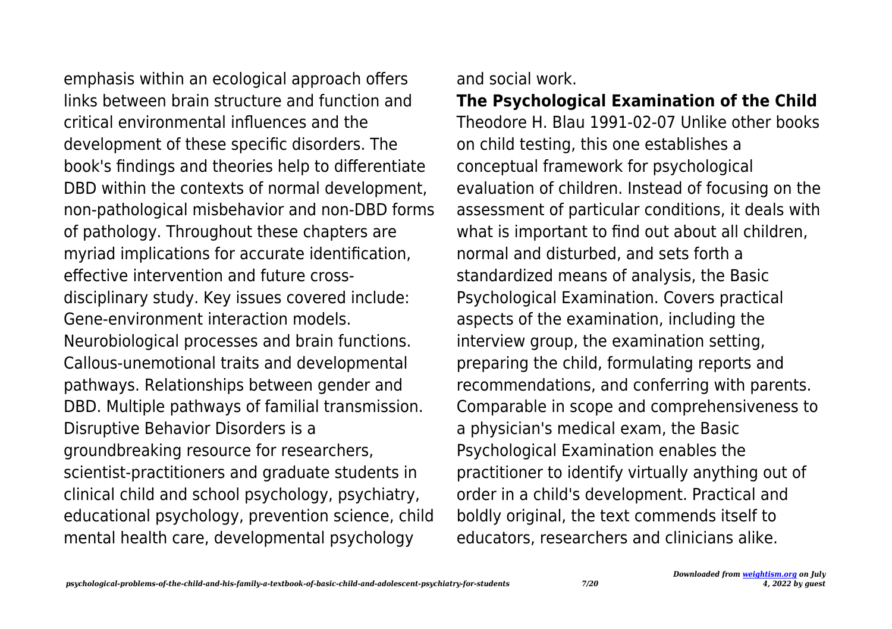emphasis within an ecological approach offers links between brain structure and function and critical environmental influences and the development of these specific disorders. The book's findings and theories help to differentiate DBD within the contexts of normal development, non-pathological misbehavior and non-DBD forms of pathology. Throughout these chapters are myriad implications for accurate identification, effective intervention and future cross-disciplinary study. Key issues covered include: Gene-environment interaction models. Neurobiological processes and brain functions. Callous-unemotional traits and developmental pathways. Relationships between gender and DBD. Multiple pathways of familial transmission. Disruptive Behavior Disorders is a groundbreaking resource for researchers, scientist-practitioners and graduate students in clinical child and school psychology, psychiatry, educational psychology, prevention science, child mental health care, developmental psychology and social work.

**The Psychological Examination of the Child**

Theodore H. Blau 1991-02-07 Unlike other books on child testing, this one establishes a conceptual framework for psychological evaluation of children. Instead of focusing on the assessment of particular conditions, it deals with what is important to find out about all children, normal and disturbed, and sets forth a standardized means of analysis, the Basic Psychological Examination. Covers practical aspects of the examination, including the interview group, the examination setting, preparing the child, formulating reports and recommendations, and conferring with parents. Comparable in scope and comprehensiveness to a physician's medical exam, the Basic Psychological Examination enables the practitioner to identify virtually anything out of order in a child's development. Practical and boldly original, the text commends itself to educators, researchers and clinicians alike.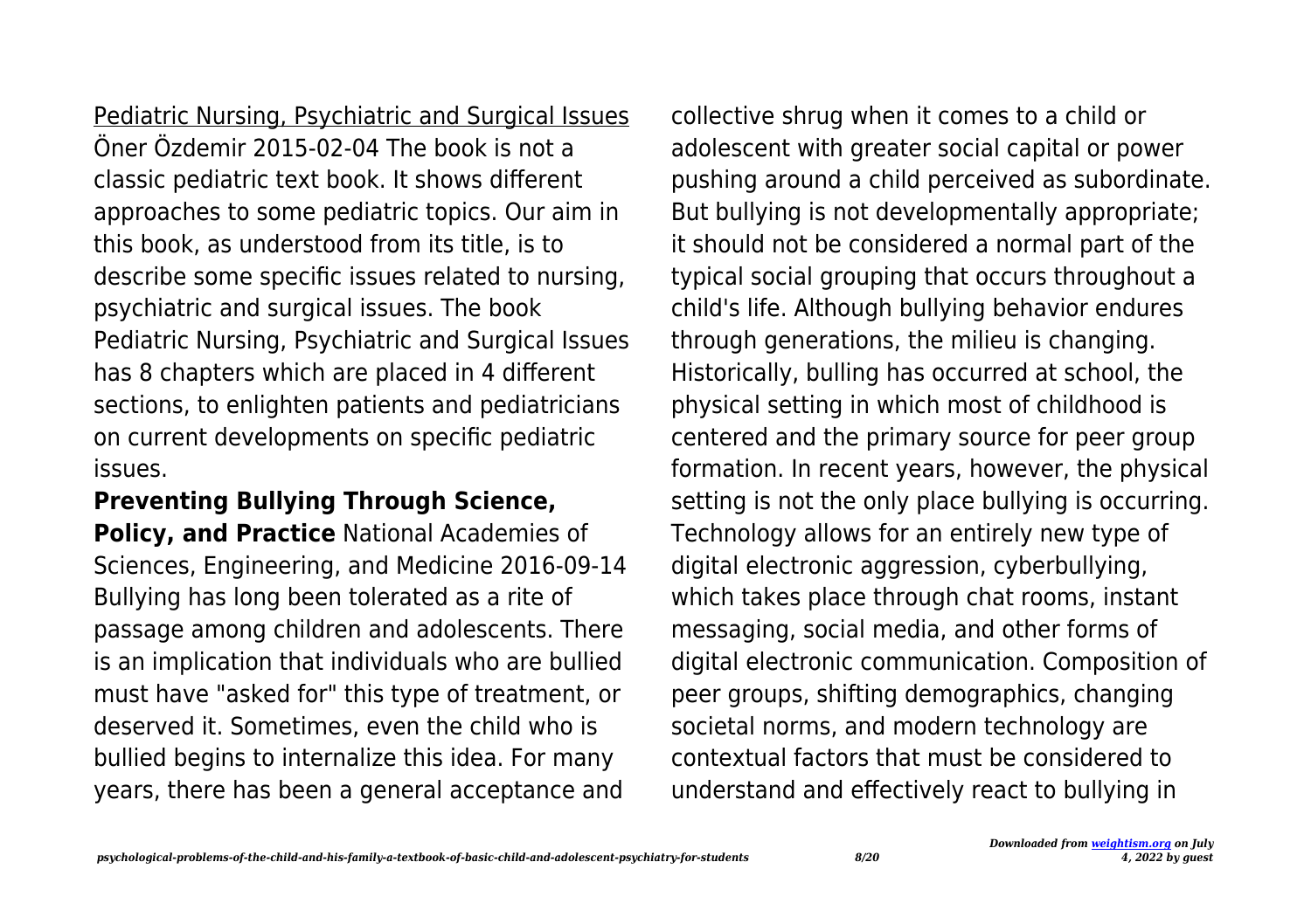Pediatric Nursing, Psychiatric and Surgical Issues Öner Özdemir 2015-02-04 The book is not a classic pediatric text book. It shows different approaches to some pediatric topics. Our aim in this book, as understood from its title, is to describe some specific issues related to nursing, psychiatric and surgical issues. The book Pediatric Nursing, Psychiatric and Surgical Issues has 8 chapters which are placed in 4 different sections, to enlighten patients and pediatricians on current developments on specific pediatric issues.

**Preventing Bullying Through Science, Policy, and Practice** National Academies of Sciences, Engineering, and Medicine 2016-09-14 Bullying has long been tolerated as a rite of passage among children and adolescents. There is an implication that individuals who are bullied must have "asked for" this type of treatment, or deserved it. Sometimes, even the child who is bullied begins to internalize this idea. For many years, there has been a general acceptance and collective shrug when it comes to a child or adolescent with greater social capital or power pushing around a child perceived as subordinate. But bullying is not developmentally appropriate; it should not be considered a normal part of the typical social grouping that occurs throughout a child's life. Although bullying behavior endures through generations, the milieu is changing. Historically, bulling has occurred at school, the physical setting in which most of childhood is centered and the primary source for peer group formation. In recent years, however, the physical setting is not the only place bullying is occurring. Technology allows for an entirely new type of digital electronic aggression, cyberbullying, which takes place through chat rooms, instant messaging, social media, and other forms of digital electronic communication. Composition of peer groups, shifting demographics, changing societal norms, and modern technology are contextual factors that must be considered to understand and effectively react to bullying in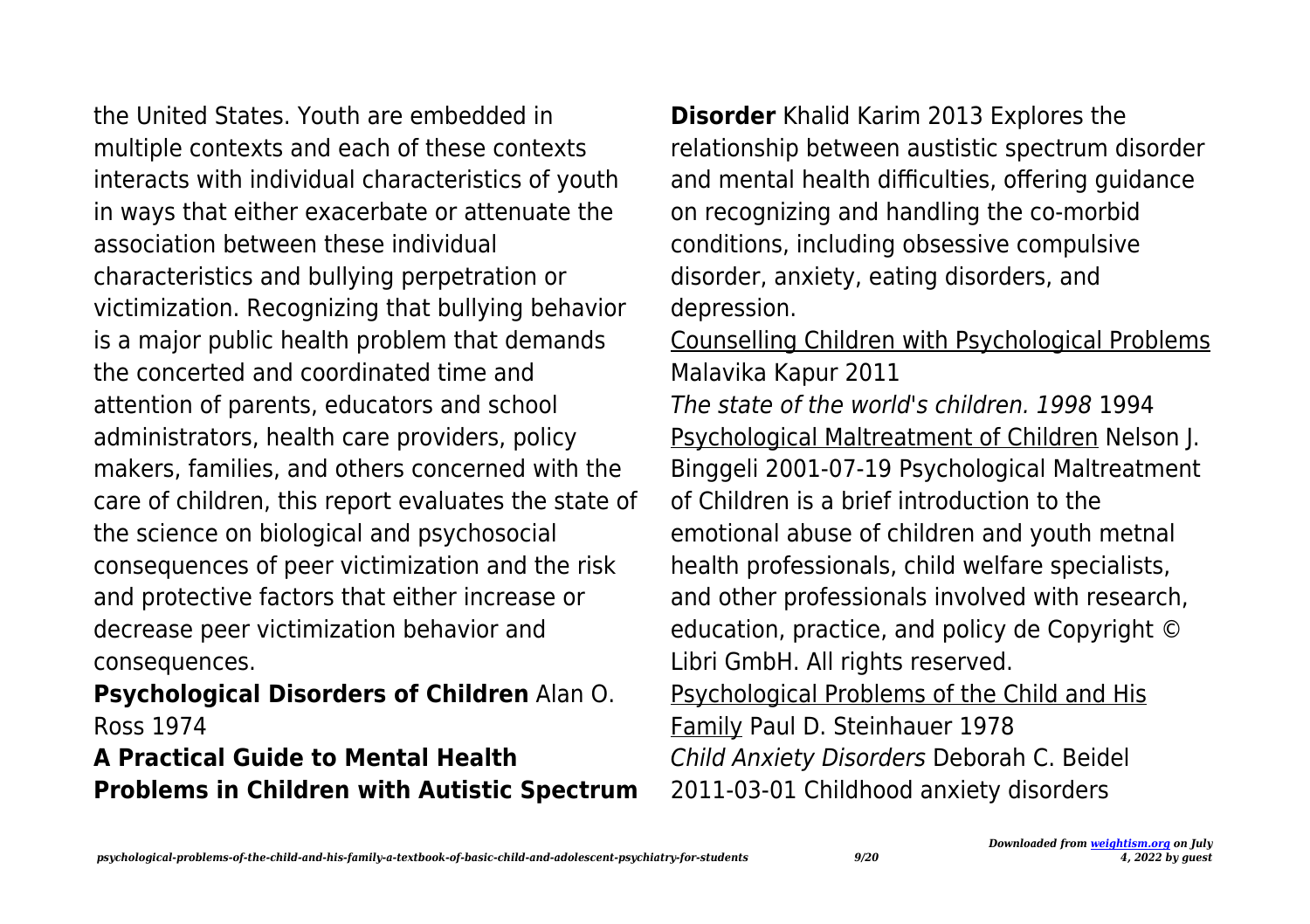the United States. Youth are embedded in multiple contexts and each of these contexts interacts with individual characteristics of youth in ways that either exacerbate or attenuate the association between these individual characteristics and bullying perpetration or victimization. Recognizing that bullying behavior is a major public health problem that demands the concerted and coordinated time and attention of parents, educators and school administrators, health care providers, policy makers, families, and others concerned with the care of children, this report evaluates the state of the science on biological and psychosocial consequences of peer victimization and the risk and protective factors that either increase or decrease peer victimization behavior and consequences.

**Psychological Disorders of Children** Alan O. Ross 1974

**A Practical Guide to Mental Health Problems in Children with Autistic Spectrum Disorder** Khalid Karim 2013 Explores the relationship between austistic spectrum disorder and mental health difficulties, offering guidance on recognizing and handling the co-morbid conditions, including obsessive compulsive disorder, anxiety, eating disorders, and depression.

Counselling Children with Psychological Problems Malavika Kapur 2011

*The state of the world's children. 1998* 1994

Psychological Maltreatment of Children Nelson J. Binggeli 2001-07-19 Psychological Maltreatment of Children is a brief introduction to the emotional abuse of children and youth metnal health professionals, child welfare specialists, and other professionals involved with research, education, practice, and policy de Copyright © Libri GmbH. All rights reserved.

Psychological Problems of the Child and His Family Paul D. Steinhauer 1978

*Child Anxiety Disorders* Deborah C. Beidel 2011-03-01 Childhood anxiety disorders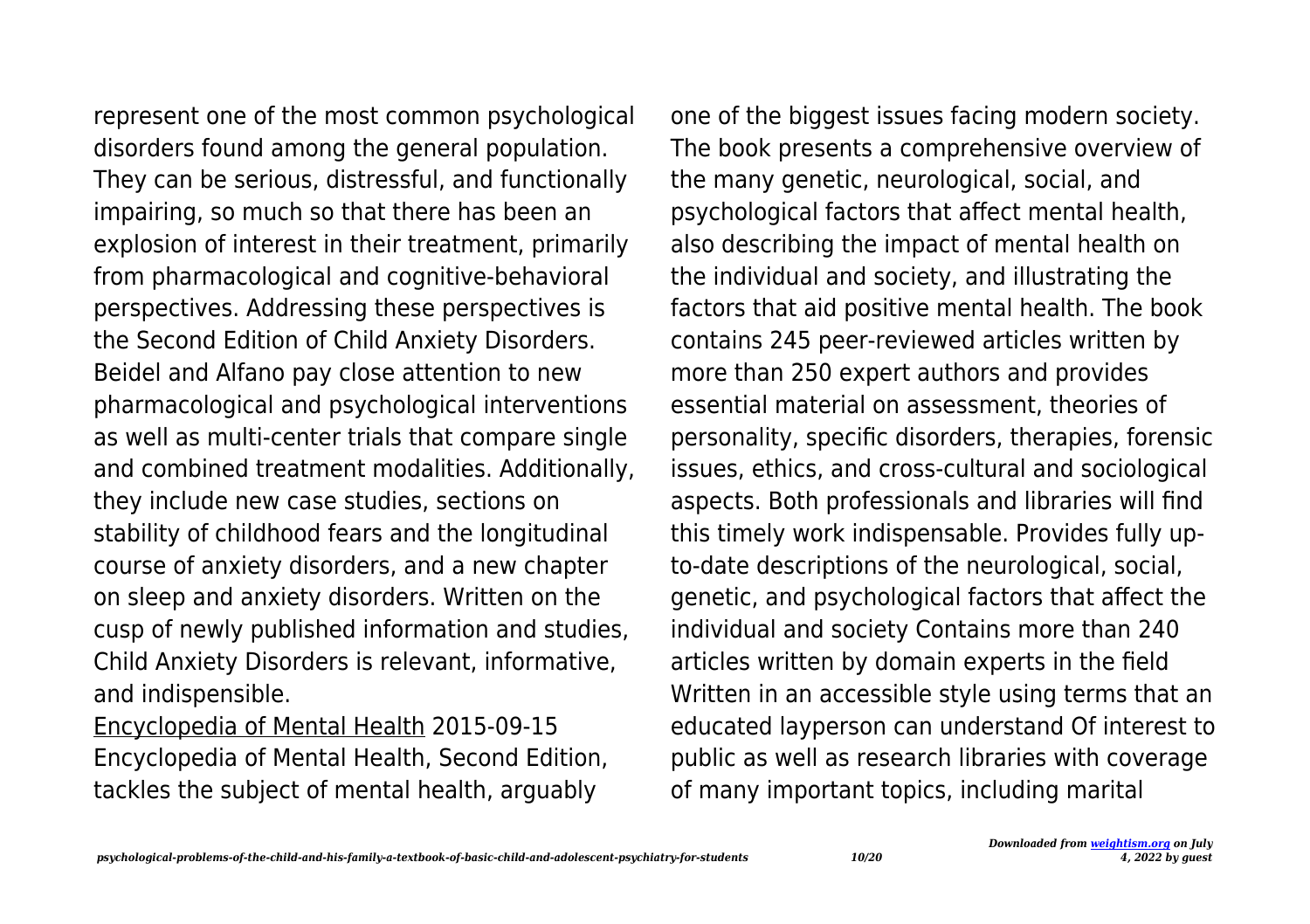represent one of the most common psychological disorders found among the general population. They can be serious, distressful, and functionally impairing, so much so that there has been an explosion of interest in their treatment, primarily from pharmacological and cognitive-behavioral perspectives. Addressing these perspectives is the Second Edition of Child Anxiety Disorders. Beidel and Alfano pay close attention to new pharmacological and psychological interventions as well as multi-center trials that compare single and combined treatment modalities. Additionally, they include new case studies, sections on stability of childhood fears and the longitudinal course of anxiety disorders, and a new chapter on sleep and anxiety disorders. Written on the cusp of newly published information and studies, Child Anxiety Disorders is relevant, informative, and indispensible.

Encyclopedia of Mental Health 2015-09-15 Encyclopedia of Mental Health, Second Edition, tackles the subject of mental health, arguably one of the biggest issues facing modern society. The book presents a comprehensive overview of the many genetic, neurological, social, and psychological factors that affect mental health, also describing the impact of mental health on the individual and society, and illustrating the factors that aid positive mental health. The book contains 245 peer-reviewed articles written by more than 250 expert authors and provides essential material on assessment, theories of personality, specific disorders, therapies, forensic issues, ethics, and cross-cultural and sociological aspects. Both professionals and libraries will find this timely work indispensable. Provides fully up-to-date descriptions of the neurological, social, genetic, and psychological factors that affect the individual and society Contains more than 240 articles written by domain experts in the field Written in an accessible style using terms that an educated layperson can understand Of interest to public as well as research libraries with coverage of many important topics, including marital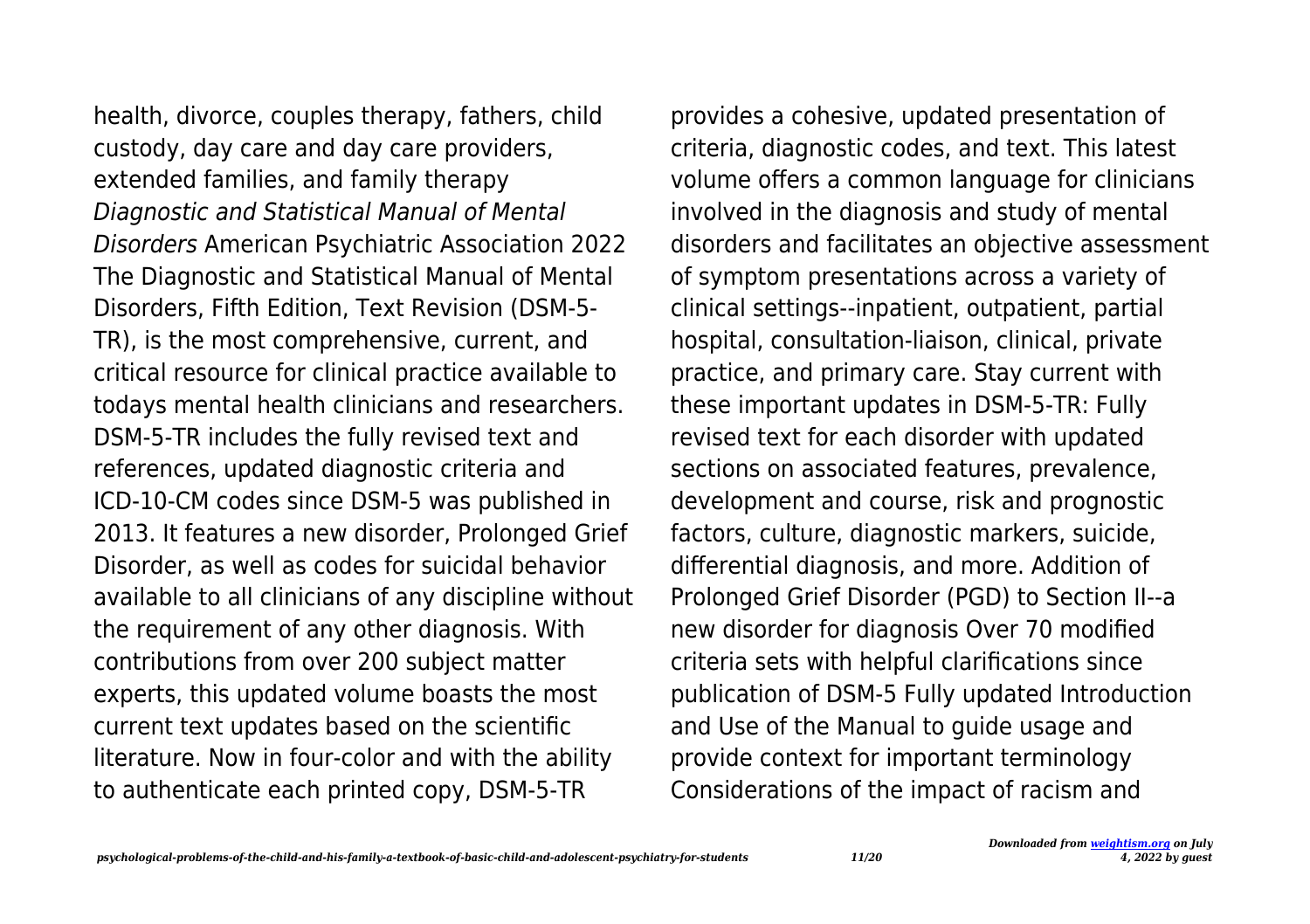health, divorce, couples therapy, fathers, child custody, day care and day care providers, extended families, and family therapy

*Diagnostic and Statistical Manual of Mental Disorders* American Psychiatric Association 2022 The Diagnostic and Statistical Manual of Mental Disorders, Fifth Edition, Text Revision (DSM-5-TR), is the most comprehensive, current, and critical resource for clinical practice available to todays mental health clinicians and researchers. DSM-5-TR includes the fully revised text and references, updated diagnostic criteria and ICD-10-CM codes since DSM-5 was published in 2013. It features a new disorder, Prolonged Grief Disorder, as well as codes for suicidal behavior available to all clinicians of any discipline without the requirement of any other diagnosis. With contributions from over 200 subject matter experts, this updated volume boasts the most current text updates based on the scientific literature. Now in four-color and with the ability to authenticate each printed copy, DSM-5-TR provides a cohesive, updated presentation of criteria, diagnostic codes, and text. This latest volume offers a common language for clinicians involved in the diagnosis and study of mental disorders and facilitates an objective assessment of symptom presentations across a variety of clinical settings--inpatient, outpatient, partial hospital, consultation-liaison, clinical, private practice, and primary care. Stay current with these important updates in DSM-5-TR: Fully revised text for each disorder with updated sections on associated features, prevalence, development and course, risk and prognostic factors, culture, diagnostic markers, suicide, differential diagnosis, and more. Addition of Prolonged Grief Disorder (PGD) to Section II--a new disorder for diagnosis Over 70 modified criteria sets with helpful clarifications since publication of DSM-5 Fully updated Introduction and Use of the Manual to guide usage and provide context for important terminology Considerations of the impact of racism and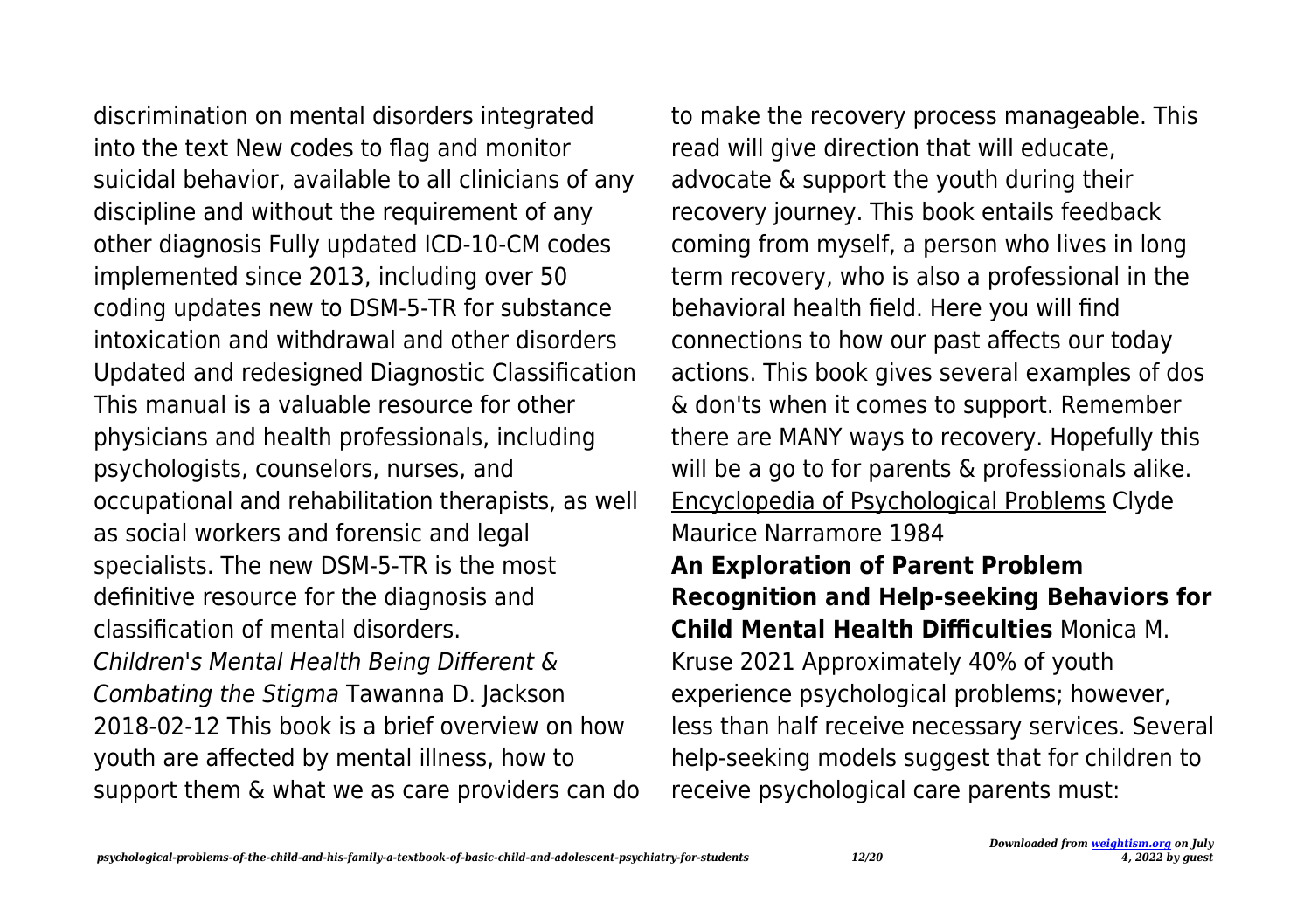discrimination on mental disorders integrated into the text New codes to flag and monitor suicidal behavior, available to all clinicians of any discipline and without the requirement of any other diagnosis Fully updated ICD-10-CM codes implemented since 2013, including over 50 coding updates new to DSM-5-TR for substance intoxication and withdrawal and other disorders Updated and redesigned Diagnostic Classification This manual is a valuable resource for other physicians and health professionals, including psychologists, counselors, nurses, and occupational and rehabilitation therapists, as well as social workers and forensic and legal specialists. The new DSM-5-TR is the most definitive resource for the diagnosis and classification of mental disorders.

*Children's Mental Health Being Different & Combating the Stigma* Tawanna D. Jackson 2018-02-12 This book is a brief overview on how youth are affected by mental illness, how to support them & what we as care providers can do to make the recovery process manageable. This read will give direction that will educate, advocate & support the youth during their recovery journey. This book entails feedback coming from myself, a person who lives in long term recovery, who is also a professional in the behavioral health field. Here you will find connections to how our past affects our today actions. This book gives several examples of dos & don'ts when it comes to support. Remember there are MANY ways to recovery. Hopefully this will be a go to for parents & professionals alike.

Encyclopedia of Psychological Problems Clyde Maurice Narramore 1984

**An Exploration of Parent Problem Recognition and Help-seeking Behaviors for Child Mental Health Difficulties** Monica M. Kruse 2021 Approximately 40% of youth experience psychological problems; however, less than half receive necessary services. Several help-seeking models suggest that for children to receive psychological care parents must: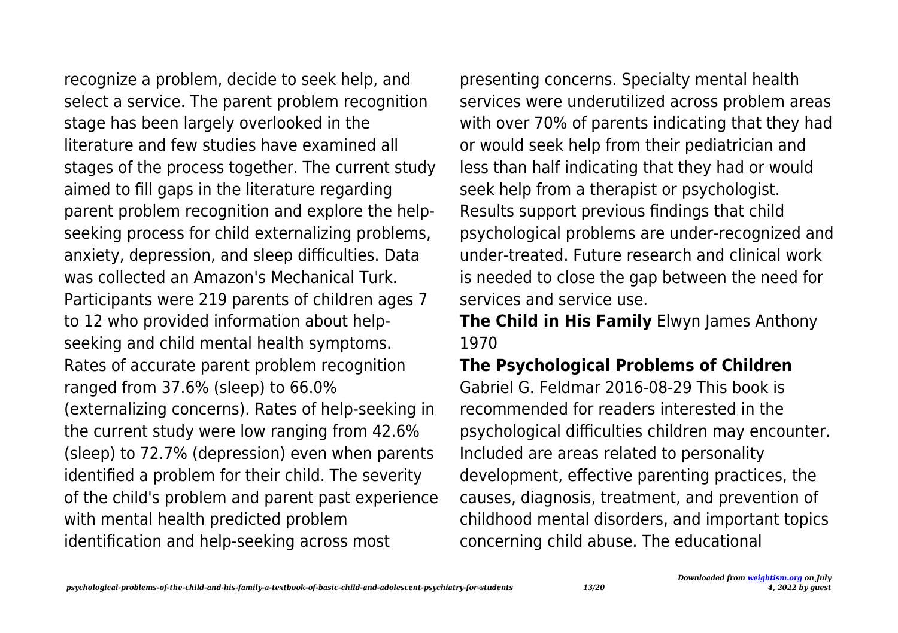recognize a problem, decide to seek help, and select a service. The parent problem recognition stage has been largely overlooked in the literature and few studies have examined all stages of the process together. The current study aimed to fill gaps in the literature regarding parent problem recognition and explore the help-seeking process for child externalizing problems, anxiety, depression, and sleep difficulties. Data was collected an Amazon's Mechanical Turk. Participants were 219 parents of children ages 7 to 12 who provided information about help-seeking and child mental health symptoms. Rates of accurate parent problem recognition ranged from 37.6% (sleep) to 66.0% (externalizing concerns). Rates of help-seeking in the current study were low ranging from 42.6% (sleep) to 72.7% (depression) even when parents identified a problem for their child. The severity of the child's problem and parent past experience with mental health predicted problem identification and help-seeking across most presenting concerns. Specialty mental health services were underutilized across problem areas with over 70% of parents indicating that they had or would seek help from their pediatrician and less than half indicating that they had or would seek help from a therapist or psychologist. Results support previous findings that child psychological problems are under-recognized and under-treated. Future research and clinical work is needed to close the gap between the need for services and service use.

**The Child in His Family** Elwyn James Anthony 1970

**The Psychological Problems of Children** Gabriel G. Feldmar 2016-08-29 This book is recommended for readers interested in the psychological difficulties children may encounter. Included are areas related to personality development, effective parenting practices, the causes, diagnosis, treatment, and prevention of childhood mental disorders, and important topics concerning child abuse. The educational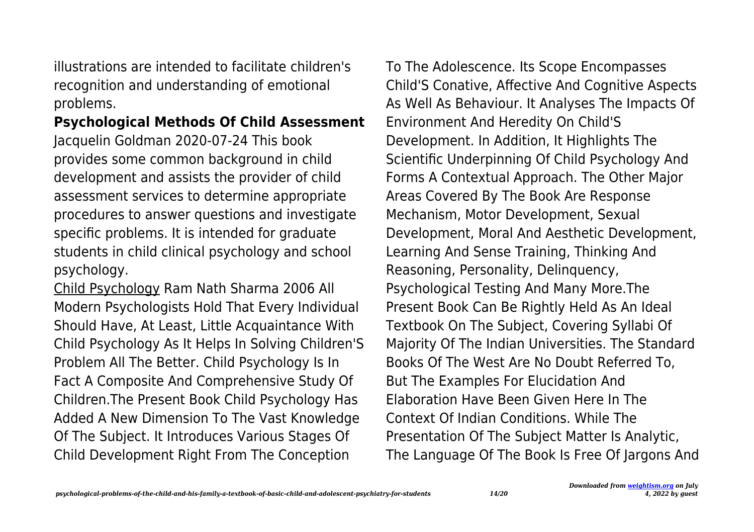illustrations are intended to facilitate children's recognition and understanding of emotional problems.

**Psychological Methods Of Child Assessment**

Jacquelin Goldman 2020-07-24 This book provides some common background in child development and assists the provider of child assessment services to determine appropriate procedures to answer questions and investigate specific problems. It is intended for graduate students in child clinical psychology and school psychology.

Child Psychology Ram Nath Sharma 2006 All Modern Psychologists Hold That Every Individual Should Have, At Least, Little Acquaintance With Child Psychology As It Helps In Solving Children'S Problem All The Better. Child Psychology Is In Fact A Composite And Comprehensive Study Of Children.The Present Book Child Psychology Has Added A New Dimension To The Vast Knowledge Of The Subject. It Introduces Various Stages Of Child Development Right From The Conception To The Adolescence. Its Scope Encompasses Child'S Conative, Affective And Cognitive Aspects As Well As Behaviour. It Analyses The Impacts Of Environment And Heredity On Child'S Development. In Addition, It Highlights The Scientific Underpinning Of Child Psychology And Forms A Contextual Approach. The Other Major Areas Covered By The Book Are Response Mechanism, Motor Development, Sexual Development, Moral And Aesthetic Development, Learning And Sense Training, Thinking And Reasoning, Personality, Delinquency, Psychological Testing And Many More.The Present Book Can Be Rightly Held As An Ideal Textbook On The Subject, Covering Syllabi Of Majority Of The Indian Universities. The Standard Books Of The West Are No Doubt Referred To, But The Examples For Elucidation And Elaboration Have Been Given Here In The Context Of Indian Conditions. While The Presentation Of The Subject Matter Is Analytic, The Language Of The Book Is Free Of Jargons And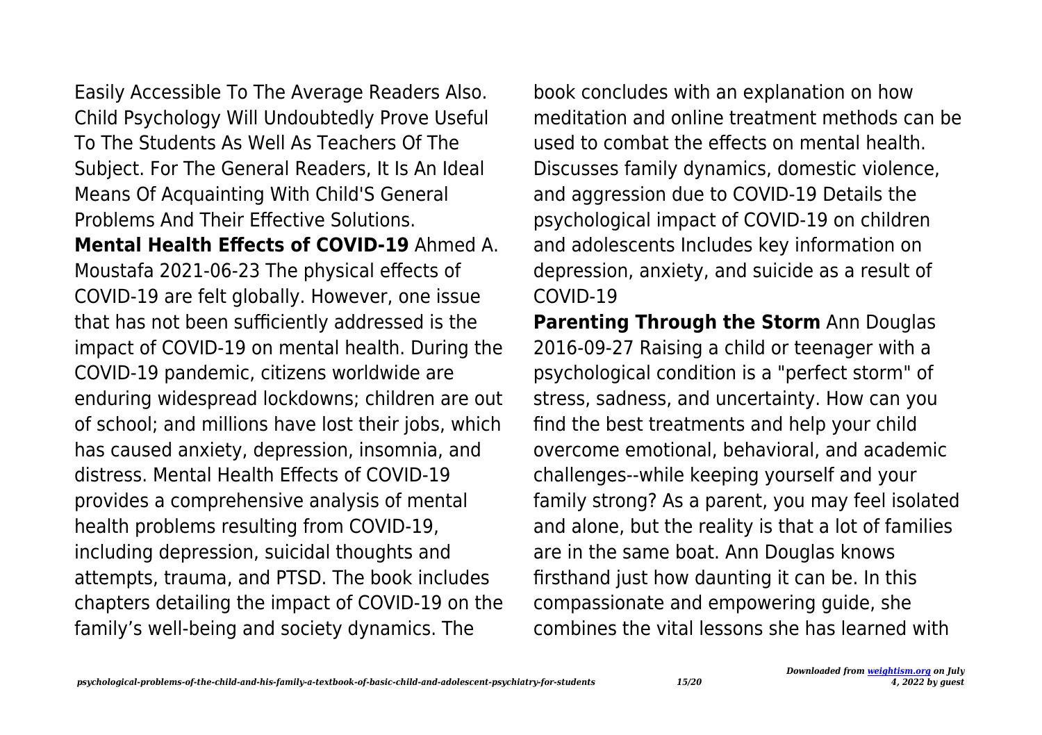Easily Accessible To The Average Readers Also. Child Psychology Will Undoubtedly Prove Useful To The Students As Well As Teachers Of The Subject. For The General Readers, It Is An Ideal Means Of Acquainting With Child'S General Problems And Their Effective Solutions.

**Mental Health Effects of COVID-19** Ahmed A. Moustafa 2021-06-23 The physical effects of COVID-19 are felt globally. However, one issue that has not been sufficiently addressed is the impact of COVID-19 on mental health. During the COVID-19 pandemic, citizens worldwide are enduring widespread lockdowns; children are out of school; and millions have lost their jobs, which has caused anxiety, depression, insomnia, and distress. Mental Health Effects of COVID-19 provides a comprehensive analysis of mental health problems resulting from COVID-19, including depression, suicidal thoughts and attempts, trauma, and PTSD. The book includes chapters detailing the impact of COVID-19 on the family's well-being and society dynamics. The book concludes with an explanation on how meditation and online treatment methods can be used to combat the effects on mental health. Discusses family dynamics, domestic violence, and aggression due to COVID-19 Details the psychological impact of COVID-19 on children and adolescents Includes key information on depression, anxiety, and suicide as a result of COVID-19

**Parenting Through the Storm** Ann Douglas 2016-09-27 Raising a child or teenager with a psychological condition is a "perfect storm" of stress, sadness, and uncertainty. How can you find the best treatments and help your child overcome emotional, behavioral, and academic challenges--while keeping yourself and your family strong? As a parent, you may feel isolated and alone, but the reality is that a lot of families are in the same boat. Ann Douglas knows firsthand just how daunting it can be. In this compassionate and empowering guide, she combines the vital lessons she has learned with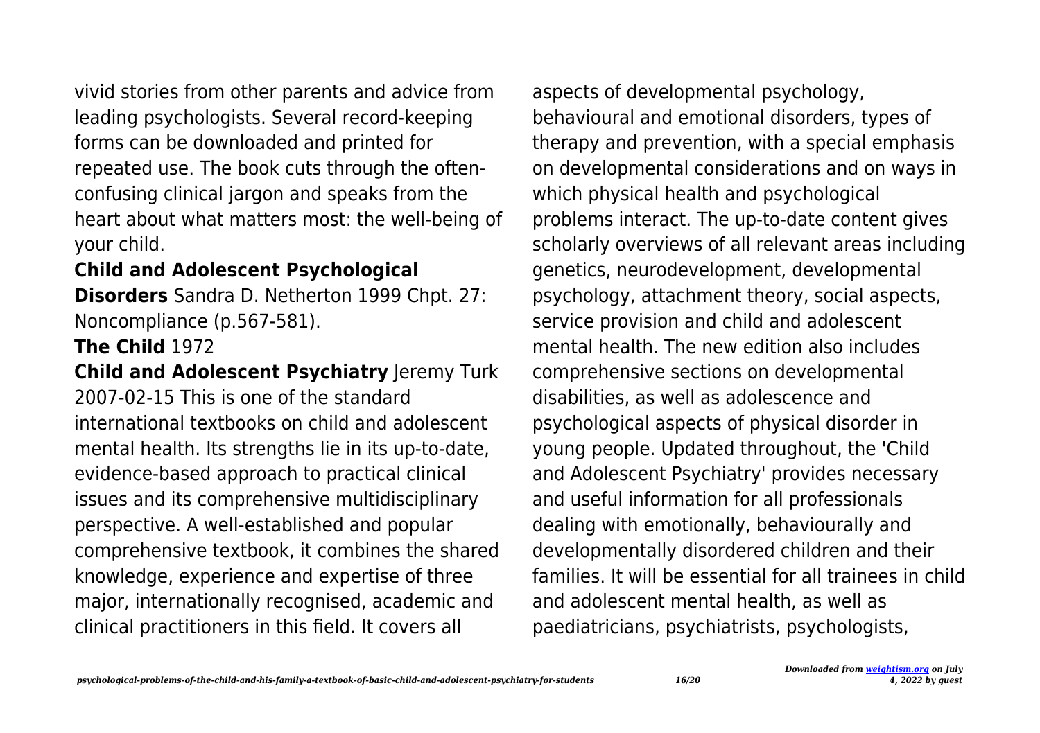vivid stories from other parents and advice from leading psychologists. Several record-keeping forms can be downloaded and printed for repeated use. The book cuts through the often-confusing clinical jargon and speaks from the heart about what matters most: the well-being of your child.

**Child and Adolescent Psychological Disorders** Sandra D. Netherton 1999 Chpt. 27: Noncompliance (p.567-581).

**The Child** 1972

**Child and Adolescent Psychiatry** Jeremy Turk 2007-02-15 This is one of the standard international textbooks on child and adolescent mental health. Its strengths lie in its up-to-date, evidence-based approach to practical clinical issues and its comprehensive multidisciplinary perspective. A well-established and popular comprehensive textbook, it combines the shared knowledge, experience and expertise of three major, internationally recognised, academic and clinical practitioners in this field. It covers all aspects of developmental psychology, behavioural and emotional disorders, types of therapy and prevention, with a special emphasis on developmental considerations and on ways in which physical health and psychological problems interact. The up-to-date content gives scholarly overviews of all relevant areas including genetics, neurodevelopment, developmental psychology, attachment theory, social aspects, service provision and child and adolescent mental health. The new edition also includes comprehensive sections on developmental disabilities, as well as adolescence and psychological aspects of physical disorder in young people. Updated throughout, the 'Child and Adolescent Psychiatry' provides necessary and useful information for all professionals dealing with emotionally, behaviourally and developmentally disordered children and their families. It will be essential for all trainees in child and adolescent mental health, as well as paediatricians, psychiatrists, psychologists,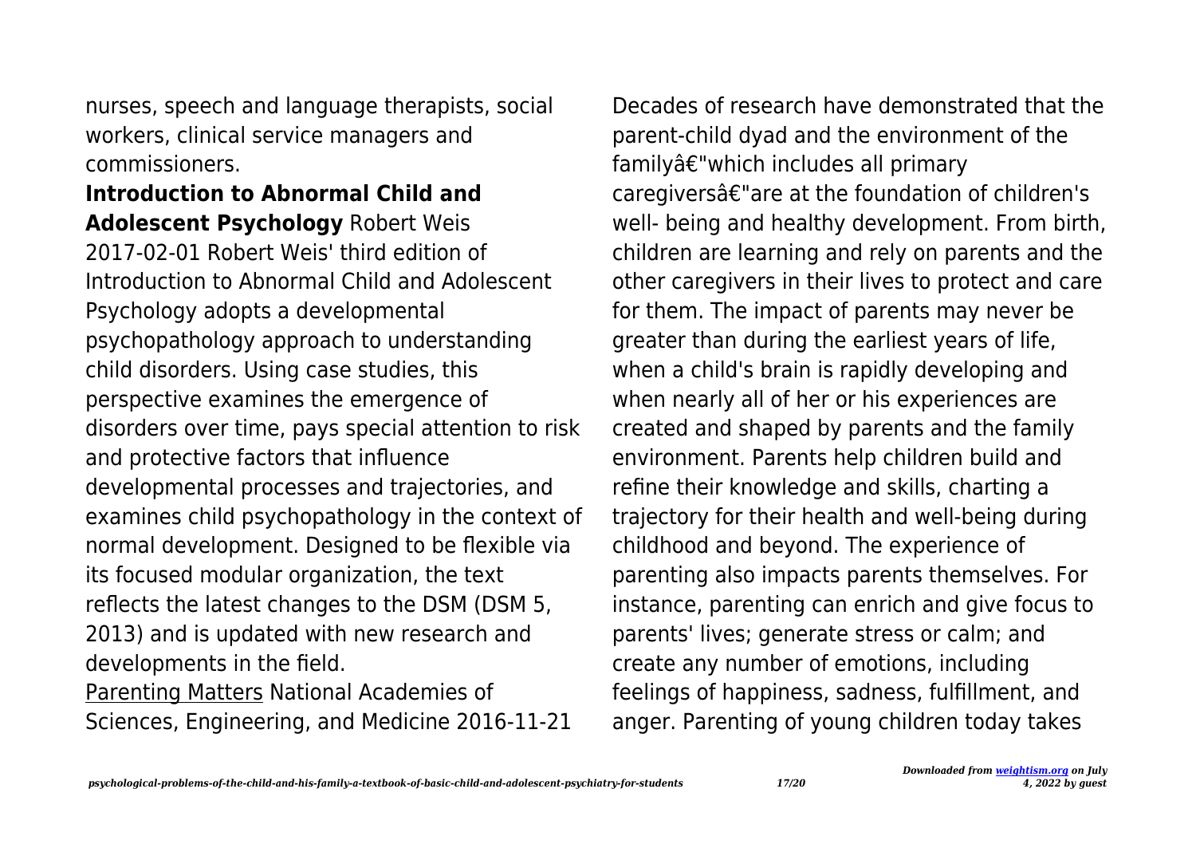nurses, speech and language therapists, social workers, clinical service managers and commissioners.

**Introduction to Abnormal Child and Adolescent Psychology** Robert Weis 2017-02-01 Robert Weis' third edition of Introduction to Abnormal Child and Adolescent Psychology adopts a developmental psychopathology approach to understanding child disorders. Using case studies, this perspective examines the emergence of disorders over time, pays special attention to risk and protective factors that influence developmental processes and trajectories, and examines child psychopathology in the context of normal development. Designed to be flexible via its focused modular organization, the text reflects the latest changes to the DSM (DSM 5, 2013) and is updated with new research and developments in the field.

Parenting Matters National Academies of Sciences, Engineering, and Medicine 2016-11-21 Decades of research have demonstrated that the parent-child dyad and the environment of the familyâ€"which includes all primary caregiversâ€"are at the foundation of children's well- being and healthy development. From birth, children are learning and rely on parents and the other caregivers in their lives to protect and care for them. The impact of parents may never be greater than during the earliest years of life, when a child's brain is rapidly developing and when nearly all of her or his experiences are created and shaped by parents and the family environment. Parents help children build and refine their knowledge and skills, charting a trajectory for their health and well-being during childhood and beyond. The experience of parenting also impacts parents themselves. For instance, parenting can enrich and give focus to parents' lives; generate stress or calm; and create any number of emotions, including feelings of happiness, sadness, fulfillment, and anger. Parenting of young children today takes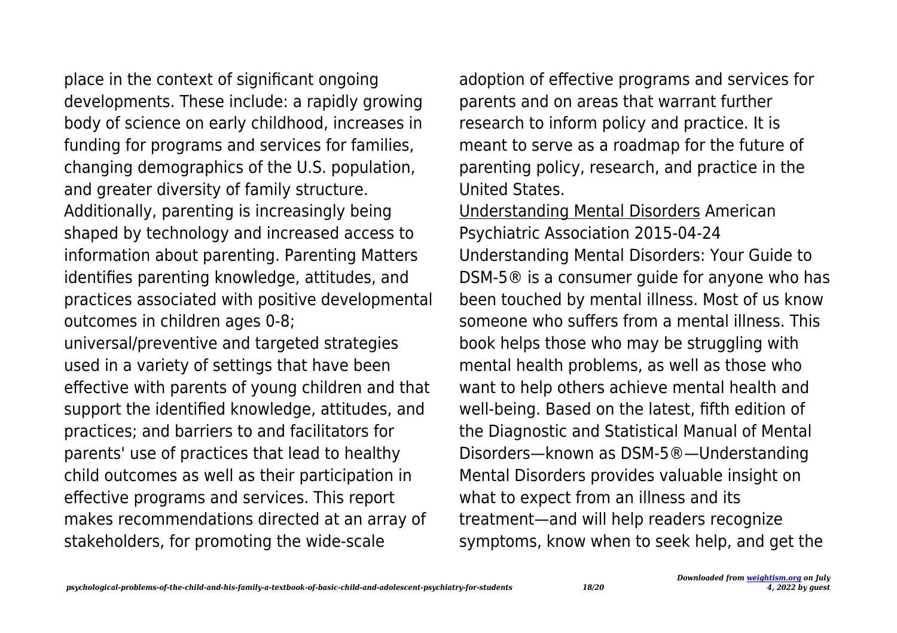place in the context of significant ongoing developments. These include: a rapidly growing body of science on early childhood, increases in funding for programs and services for families, changing demographics of the U.S. population, and greater diversity of family structure. Additionally, parenting is increasingly being shaped by technology and increased access to information about parenting. Parenting Matters identifies parenting knowledge, attitudes, and practices associated with positive developmental outcomes in children ages 0-8; universal/preventive and targeted strategies used in a variety of settings that have been effective with parents of young children and that support the identified knowledge, attitudes, and practices; and barriers to and facilitators for parents' use of practices that lead to healthy child outcomes as well as their participation in effective programs and services. This report makes recommendations directed at an array of stakeholders, for promoting the wide-scale adoption of effective programs and services for parents and on areas that warrant further research to inform policy and practice. It is meant to serve as a roadmap for the future of parenting policy, research, and practice in the United States.

Understanding Mental Disorders American Psychiatric Association 2015-04-24 Understanding Mental Disorders: Your Guide to DSM-5® is a consumer guide for anyone who has been touched by mental illness. Most of us know someone who suffers from a mental illness. This book helps those who may be struggling with mental health problems, as well as those who want to help others achieve mental health and well-being. Based on the latest, fifth edition of the Diagnostic and Statistical Manual of Mental Disorders—known as DSM-5®—Understanding Mental Disorders provides valuable insight on what to expect from an illness and its treatment—and will help readers recognize symptoms, know when to seek help, and get the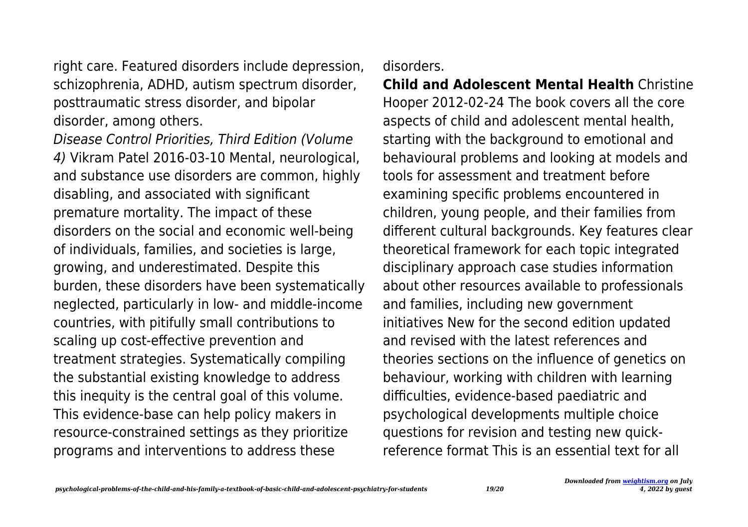right care. Featured disorders include depression, schizophrenia, ADHD, autism spectrum disorder, posttraumatic stress disorder, and bipolar disorder, among others.

*Disease Control Priorities, Third Edition (Volume 4)* Vikram Patel 2016-03-10 Mental, neurological, and substance use disorders are common, highly disabling, and associated with significant premature mortality. The impact of these disorders on the social and economic well-being of individuals, families, and societies is large, growing, and underestimated. Despite this burden, these disorders have been systematically neglected, particularly in low- and middle-income countries, with pitifully small contributions to scaling up cost-effective prevention and treatment strategies. Systematically compiling the substantial existing knowledge to address this inequity is the central goal of this volume. This evidence-base can help policy makers in resource-constrained settings as they prioritize programs and interventions to address these disorders.

**Child and Adolescent Mental Health** Christine Hooper 2012-02-24 The book covers all the core aspects of child and adolescent mental health, starting with the background to emotional and behavioural problems and looking at models and tools for assessment and treatment before examining specific problems encountered in children, young people, and their families from different cultural backgrounds. Key features clear theoretical framework for each topic integrated disciplinary approach case studies information about other resources available to professionals and families, including new government initiatives New for the second edition updated and revised with the latest references and theories sections on the influence of genetics on behaviour, working with children with learning difficulties, evidence-based paediatric and psychological developments multiple choice questions for revision and testing new quick-reference format This is an essential text for all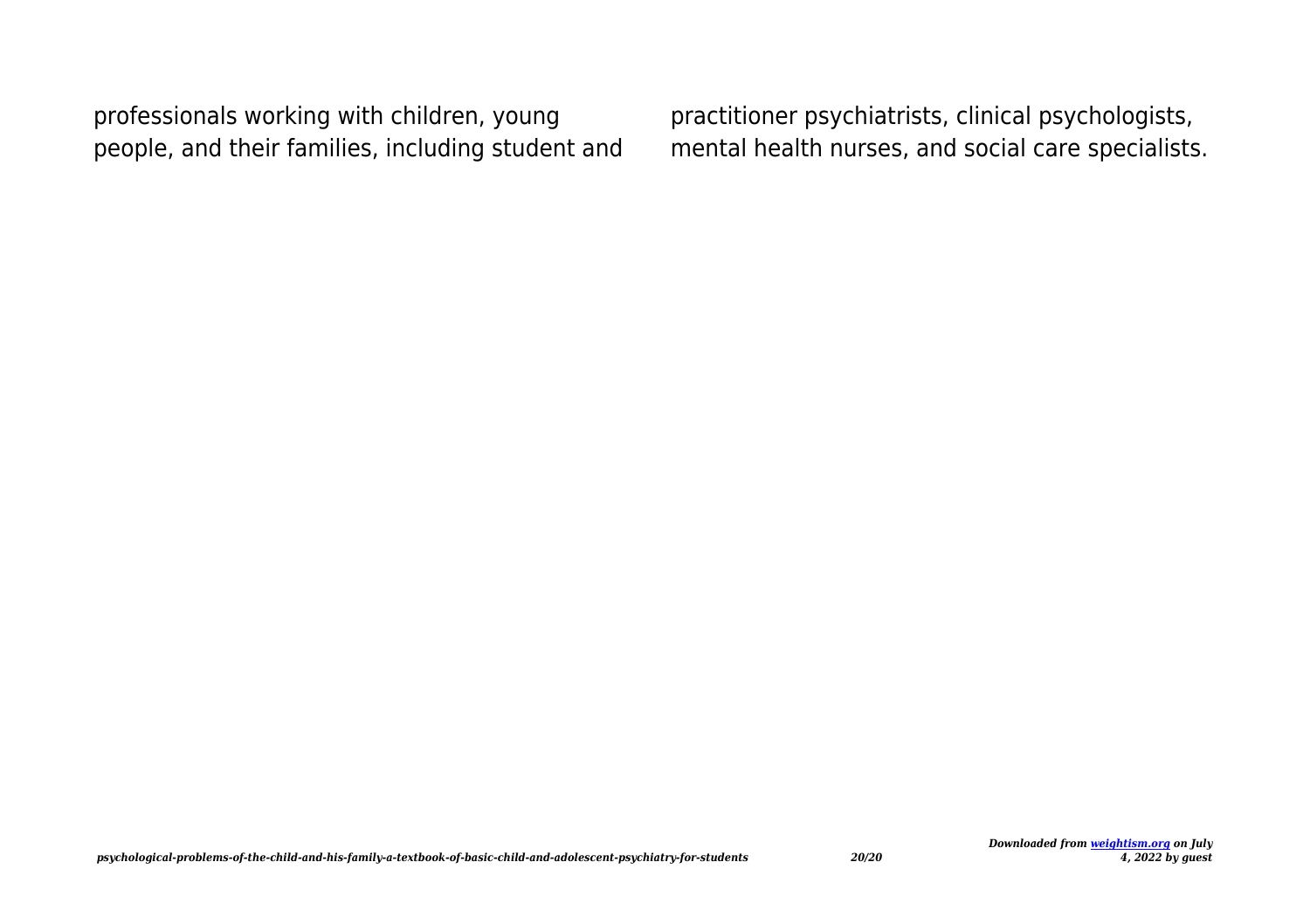professionals working with children, young people, and their families, including student and practitioner psychiatrists, clinical psychologists, mental health nurses, and social care specialists.